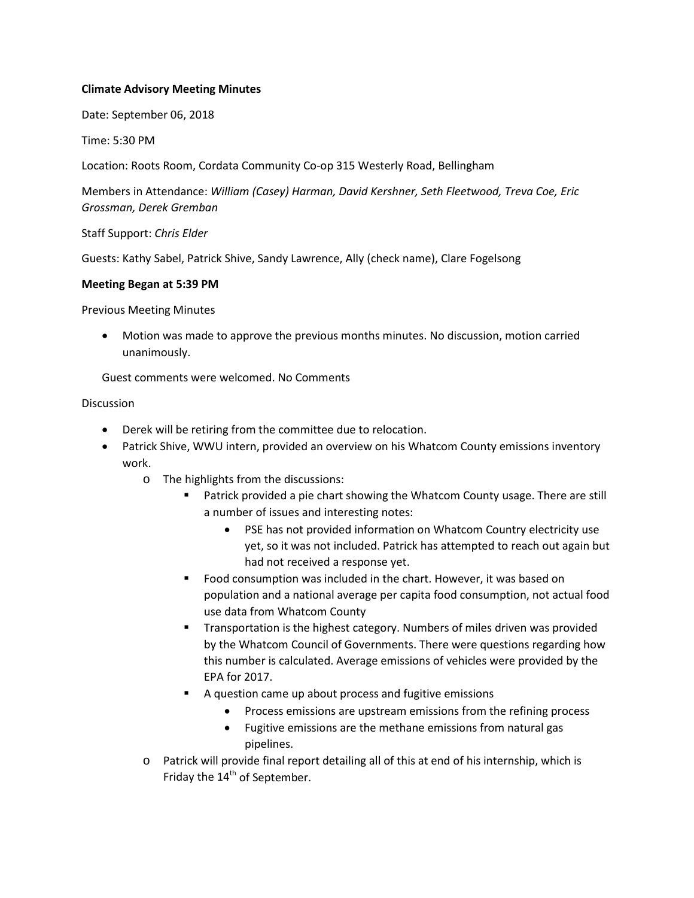**Climate Advisory Meeting Minutes**

Date: September 06, 2018

Time: 5:30 PM

Location: Roots Room, Cordata Community Co-op 315 Westerly Road, Bellingham

Members in Attendance: *William (Casey) Harman, David Kershner, Seth Fleetwood, Treva Coe, Eric Grossman, Derek Gremban*

Staff Support: *Chris Elder*

Guests: Kathy Sabel, Patrick Shive, Sandy Lawrence, Ally (check name), Clare Fogelsong

**Meeting Began at 5:39 PM**

Previous Meeting Minutes

- Motion was made to approve the previous months minutes. No discussion, motion carried unanimously.

Guest comments were welcomed. No Comments

Discussion

- Derek will be retiring from the committee due to relocation.
- Patrick Shive, WWU intern, provided an overview on his Whatcom County emissions inventory work.
  - The highlights from the discussions:
    - Patrick provided a pie chart showing the Whatcom County usage. There are still a number of issues and interesting notes:
      - PSE has not provided information on Whatcom Country electricity use yet, so it was not included. Patrick has attempted to reach out again but had not received a response yet.
    - Food consumption was included in the chart. However, it was based on population and a national average per capita food consumption, not actual food use data from Whatcom County
    - Transportation is the highest category. Numbers of miles driven was provided by the Whatcom Council of Governments. There were questions regarding how this number is calculated. Average emissions of vehicles were provided by the EPA for 2017.
    - A question came up about process and fugitive emissions
      - Process emissions are upstream emissions from the refining process
      - Fugitive emissions are the methane emissions from natural gas pipelines.
  - Patrick will provide final report detailing all of this at end of his internship, which is Friday the 14th of September.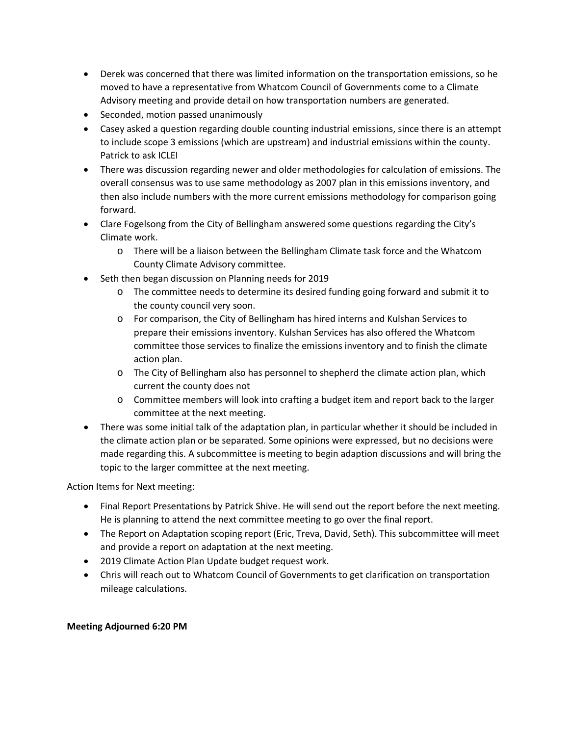- Derek was concerned that there was limited information on the transportation emissions, so he moved to have a representative from Whatcom Council of Governments come to a Climate Advisory meeting and provide detail on how transportation numbers are generated.
- Seconded, motion passed unanimously
- Casey asked a question regarding double counting industrial emissions, since there is an attempt to include scope 3 emissions (which are upstream) and industrial emissions within the county. Patrick to ask ICLEI
- There was discussion regarding newer and older methodologies for calculation of emissions. The overall consensus was to use same methodology as 2007 plan in this emissions inventory, and then also include numbers with the more current emissions methodology for comparison going forward.
- Clare Fogelsong from the City of Bellingham answered some questions regarding the City's Climate work.
  - There will be a liaison between the Bellingham Climate task force and the Whatcom County Climate Advisory committee.
- Seth then began discussion on Planning needs for 2019
  - The committee needs to determine its desired funding going forward and submit it to the county council very soon.
  - For comparison, the City of Bellingham has hired interns and Kulshan Services to prepare their emissions inventory. Kulshan Services has also offered the Whatcom committee those services to finalize the emissions inventory and to finish the climate action plan.
  - The City of Bellingham also has personnel to shepherd the climate action plan, which current the county does not
  - Committee members will look into crafting a budget item and report back to the larger committee at the next meeting.
- There was some initial talk of the adaptation plan, in particular whether it should be included in the climate action plan or be separated. Some opinions were expressed, but no decisions were made regarding this. A subcommittee is meeting to begin adaption discussions and will bring the topic to the larger committee at the next meeting.

Action Items for Next meeting:

- Final Report Presentations by Patrick Shive. He will send out the report before the next meeting. He is planning to attend the next committee meeting to go over the final report.
- The Report on Adaptation scoping report (Eric, Treva, David, Seth). This subcommittee will meet and provide a report on adaptation at the next meeting.
- 2019 Climate Action Plan Update budget request work.
- Chris will reach out to Whatcom Council of Governments to get clarification on transportation mileage calculations.

**Meeting Adjourned 6:20 PM**